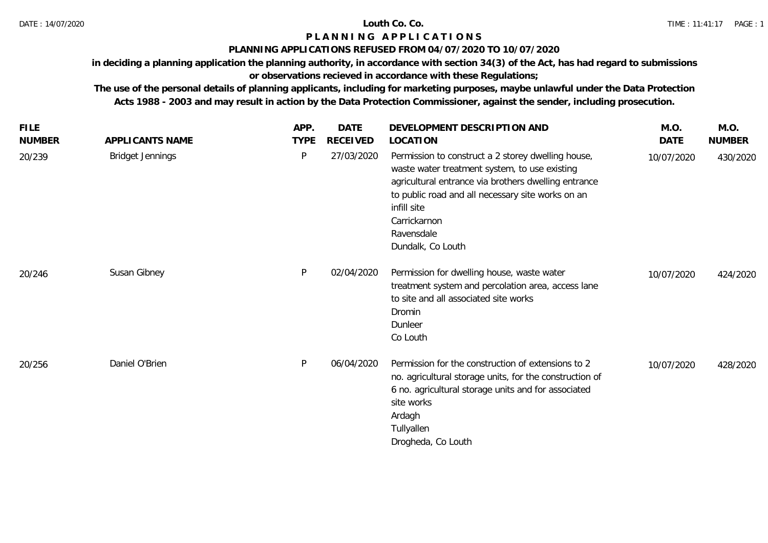# Louth Co. Co.

## PLANNING APPLICATIONS

### PLANNING APPLICATIONS REFUSED FROM 04/07/2020 TO 10/07/2020

**in deciding a planning application the planning authority, in accordance with section 34(3) of the Act, has had regard to submissions or observations recieved in accordance with these Regulations;**

**The use of the personal details of planning applicants, including for marketing purposes, maybe unlawful under the Data Protection Acts 1988 - 2003 and may result in action by the Data Protection Commissioner, against the sender, including prosecution.**

| FILE NUMBER | APPLICANTS NAME | APP. TYPE | DATE RECEIVED | DEVELOPMENT DESCRIPTION AND LOCATION | M.O. DATE | M.O. NUMBER |
|---|---|---|---|---|---|---|
| 20/239 | Bridget Jennings | P | 27/03/2020 | Permission to construct a 2 storey dwelling house, waste water treatment system, to use existing agricultural entrance via brothers dwelling entrance to public road and all necessary site works on an infill site<br>Carrickarnon<br>Ravensdale<br>Dundalk, Co Louth | 10/07/2020 | 430/2020 |
| 20/246 | Susan Gibney | P | 02/04/2020 | Permission for dwelling house, waste water treatment system and percolation area, access lane to site and all associated site works<br>Dromin<br>Dunleer<br>Co Louth | 10/07/2020 | 424/2020 |
| 20/256 | Daniel O'Brien | P | 06/04/2020 | Permission for the construction of extensions to 2 no. agricultural storage units, for the construction of 6 no. agricultural storage units and for associated site works<br>Ardagh<br>Tullyallen<br>Drogheda, Co Louth | 10/07/2020 | 428/2020 |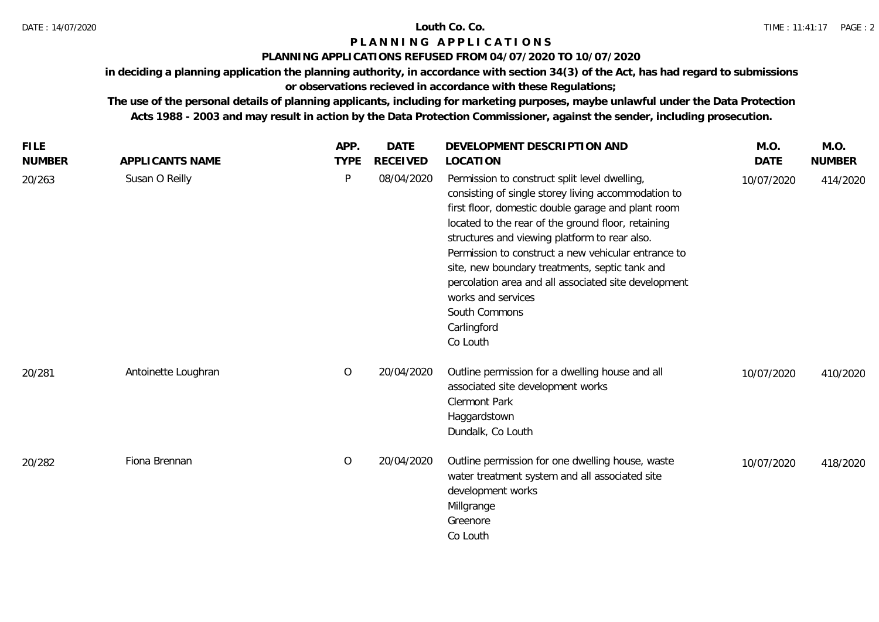**Louth Co. Co.**

**P L A N N I N G   A P P L I C A T I O N S**

**PLANNING APPLICATIONS REFUSED FROM 04/07/2020 TO 10/07/2020**

**in deciding a planning application the planning authority, in accordance with section 34(3) of the Act, has had regard to submissions or observations recieved in accordance with these Regulations;**

**The use of the personal details of planning applicants, including for marketing purposes, maybe unlawful under the Data Protection Acts 1988 - 2003 and may result in action by the Data Protection Commissioner, against the sender, including prosecution.**

| FILE NUMBER | APPLICANTS NAME | APP. TYPE | DATE RECEIVED | DEVELOPMENT DESCRIPTION AND LOCATION | M.O. DATE | M.O. NUMBER |
|---|---|---|---|---|---|---|
| 20/263 | Susan O Reilly | P | 08/04/2020 | Permission to construct split level dwelling, consisting of single storey living accommodation to first floor, domestic double garage and plant room located to the rear of the ground floor, retaining structures and viewing platform to rear also. Permission to construct a new vehicular entrance to site, new boundary treatments, septic tank and percolation area and all associated site development works and services<br>South Commons<br>Carlingford<br>Co Louth | 10/07/2020 | 414/2020 |
| 20/281 | Antoinette Loughran | O | 20/04/2020 | Outline permission for a dwelling house and all associated site development works<br>Clermont Park<br>Haggardstown<br>Dundalk, Co Louth | 10/07/2020 | 410/2020 |
| 20/282 | Fiona Brennan | O | 20/04/2020 | Outline permission for one dwelling house, waste water treatment system and all associated site development works<br>Millgrange<br>Greenore<br>Co Louth | 10/07/2020 | 418/2020 |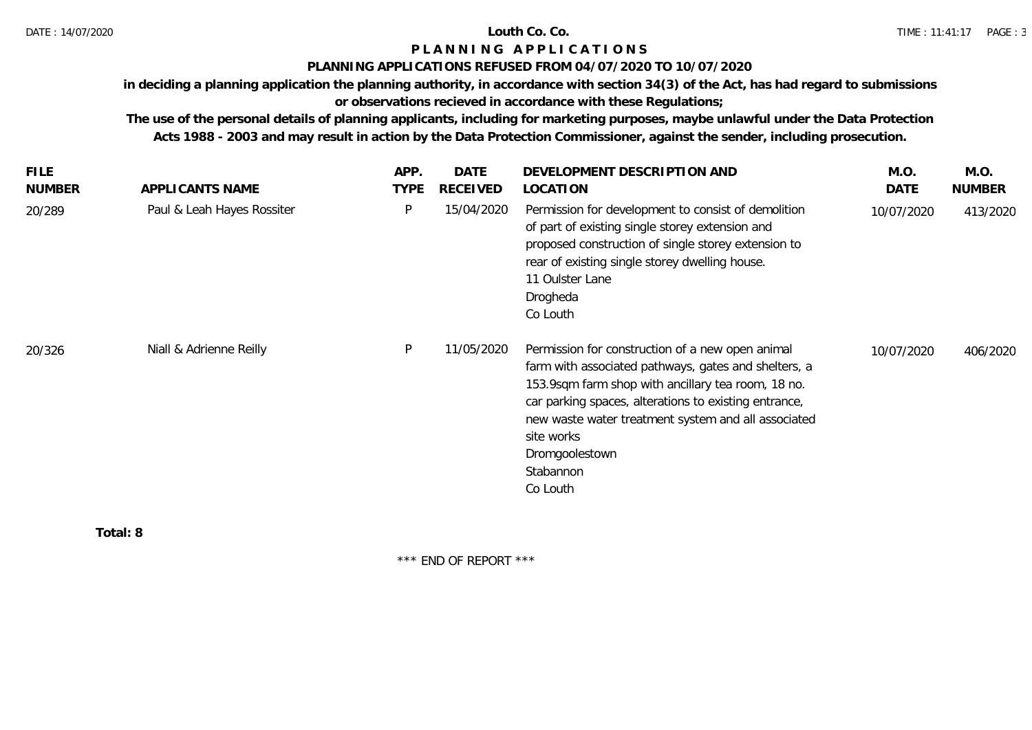# Louth Co. Co.

## PLANNING APPLICATIONS

### PLANNING APPLICATIONS REFUSED FROM 04/07/2020 TO 10/07/2020

**in deciding a planning application the planning authority, in accordance with section 34(3) of the Act, has had regard to submissions or observations recieved in accordance with these Regulations;**

**The use of the personal details of planning applicants, including for marketing purposes, maybe unlawful under the Data Protection Acts 1988 - 2003 and may result in action by the Data Protection Commissioner, against the sender, including prosecution.**

| FILE NUMBER | APPLICANTS NAME | APP. TYPE | DATE RECEIVED | DEVELOPMENT DESCRIPTION AND LOCATION | M.O. DATE | M.O. NUMBER |
|---|---|---|---|---|---|---|
| 20/289 | Paul & Leah Hayes Rossiter | P | 15/04/2020 | Permission for development to consist of demolition of part of existing single storey extension and proposed construction of single storey extension to rear of existing single storey dwelling house. 11 Oulster Lane Drogheda Co Louth | 10/07/2020 | 413/2020 |
| 20/326 | Niall & Adrienne Reilly | P | 11/05/2020 | Permission for construction of a new open animal farm with associated pathways, gates and shelters, a 153.9sqm farm shop with ancillary tea room, 18 no. car parking spaces, alterations to existing entrance, new waste water treatment system and all associated site works Dromgoolestown Stabannon Co Louth | 10/07/2020 | 406/2020 |

**Total: 8**

\*\*\* END OF REPORT \*\*\*